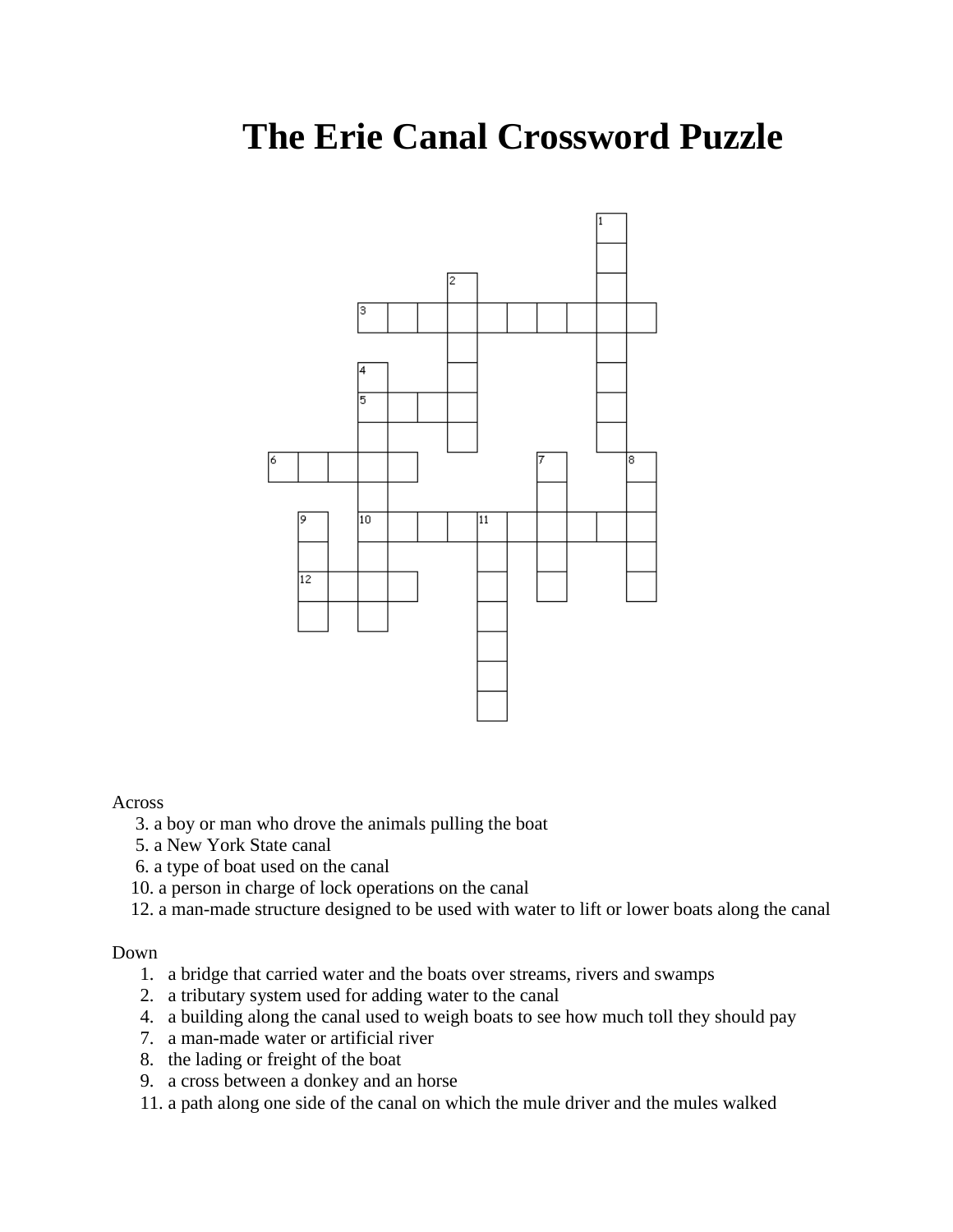# The Erie Canal Crossword Puzzle

Across

3. a boy or man who drove the animals pulling the boat
5. a New York State canal
6. a type of boat used on the canal
10. a person in charge of lock operations on the canal
12. a man-made structure designed to be used with water to lift or lower boats along the canal

Down

1. a bridge that carried water and the boats over streams, rivers and swamps
2. a tributary system used for adding water to the canal
4. a building along the canal used to weigh boats to see how much toll they should pay
7. a man-made water or artificial river
8. the lading or freight of the boat
9. a cross between a donkey and an horse
11. a path along one side of the canal on which the mule driver and the mules walked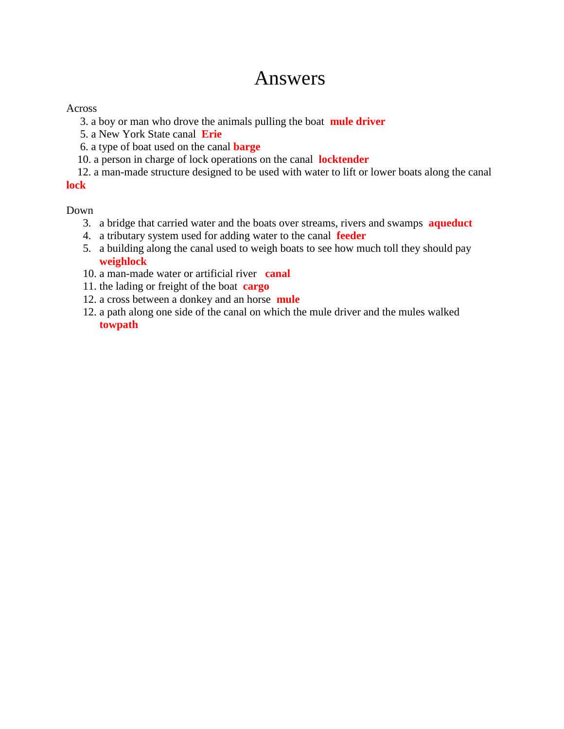# Answers

Across

3. a boy or man who drove the animals pulling the boat **mule driver**
5. a New York State canal **Erie**
6. a type of boat used on the canal **barge**
10. a person in charge of lock operations on the canal **locktender**
12. a man-made structure designed to be used with water to lift or lower boats along the canal **lock**

Down

3. a bridge that carried water and the boats over streams, rivers and swamps **aqueduct**
4. a tributary system used for adding water to the canal **feeder**
5. a building along the canal used to weigh boats to see how much toll they should pay **weighlock**
10. a man-made water or artificial river **canal**
11. the lading or freight of the boat **cargo**
12. a cross between a donkey and an horse **mule**
12. a path along one side of the canal on which the mule driver and the mules walked **towpath**